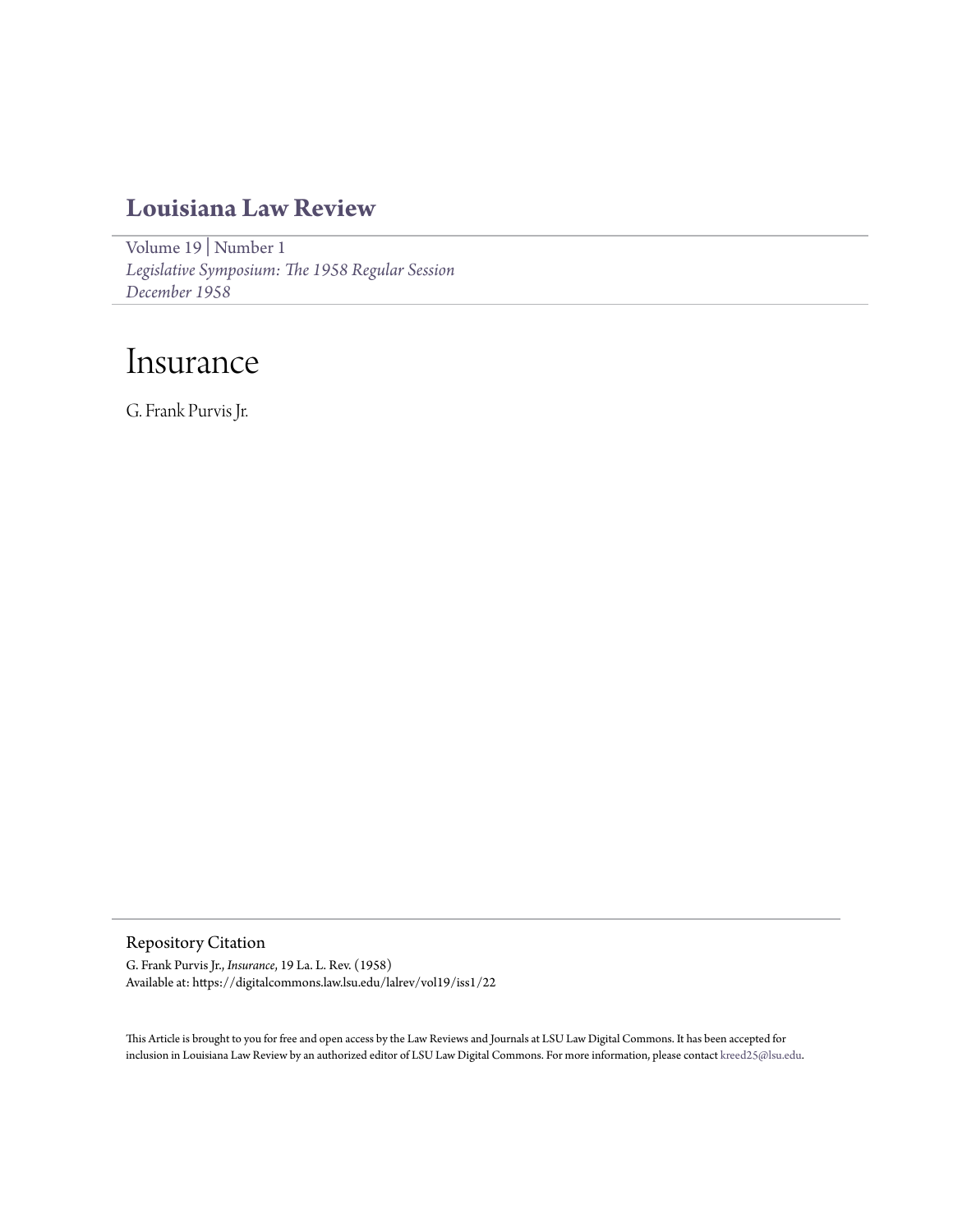# Louisiana Law Review

Volume 19 | Number 1
*Legislative Symposium: The 1958 Regular Session*
*December 1958*

# Insurance

G. Frank Purvis Jr.

## Repository Citation

G. Frank Purvis Jr., *Insurance*, 19 La. L. Rev. (1958)
Available at: https://digitalcommons.law.lsu.edu/lalrev/vol19/iss1/22

This Article is brought to you for free and open access by the Law Reviews and Journals at LSU Law Digital Commons. It has been accepted for inclusion in Louisiana Law Review by an authorized editor of LSU Law Digital Commons. For more information, please contact kreed25@lsu.edu.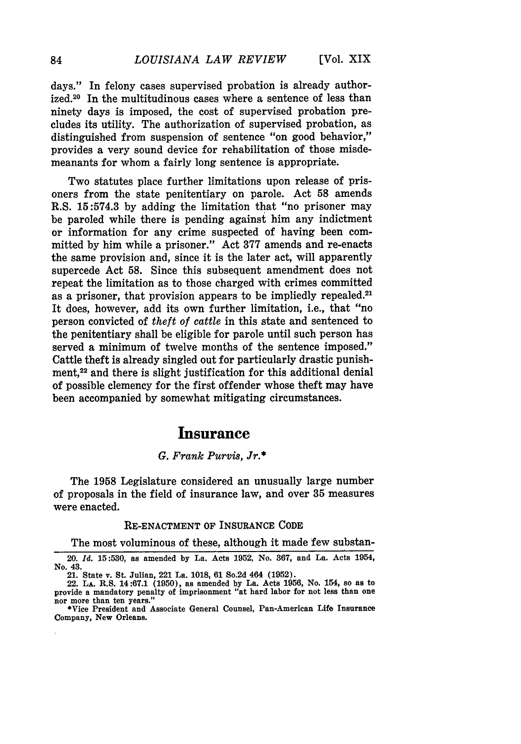days." In felony cases supervised probation is already authorized.[20] In the multitudinous cases where a sentence of less than ninety days is imposed, the cost of supervised probation precludes its utility. The authorization of supervised probation, as distinguished from suspension of sentence "on good behavior," provides a very sound device for rehabilitation of those misdemeanants for whom a fairly long sentence is appropriate.

Two statutes place further limitations upon release of prisoners from the state penitentiary on parole. Act 58 amends R.S. 15:574.3 by adding the limitation that "no prisoner may be paroled while there is pending against him any indictment or information for any crime suspected of having been committed by him while a prisoner." Act 377 amends and re-enacts the same provision and, since it is the later act, will apparently supercede Act 58. Since this subsequent amendment does not repeat the limitation as to those charged with crimes committed as a prisoner, that provision appears to be impliedly repealed.[21] It does, however, add its own further limitation, i.e., that "no person convicted of *theft of cattle* in this state and sentenced to the penitentiary shall be eligible for parole until such person has served a minimum of twelve months of the sentence imposed." Cattle theft is already singled out for particularly drastic punishment,[22] and there is slight justification for this additional denial of possible clemency for the first offender whose theft may have been accompanied by somewhat mitigating circumstances.

# Insurance

*G. Frank Purvis, Jr.**

The 1958 Legislature considered an unusually large number of proposals in the field of insurance law, and over 35 measures were enacted.

## RE-ENACTMENT OF INSURANCE CODE

The most voluminous of these, although it made few substan-

---

20. *Id.* 15:530, as amended by La. Acts 1952, No. 367, and La. Acts 1954, No. 43.

21. State v. St. Julian, 221 La. 1018, 61 So.2d 464 (1952).

22. LA. R.S. 14:67.1 (1950), as amended by La. Acts 1956, No. 154, so as to provide a mandatory penalty of imprisonment "at hard labor for not less than one nor more than ten years."

*Vice President and Associate General Counsel, Pan-American Life Insurance Company, New Orleans.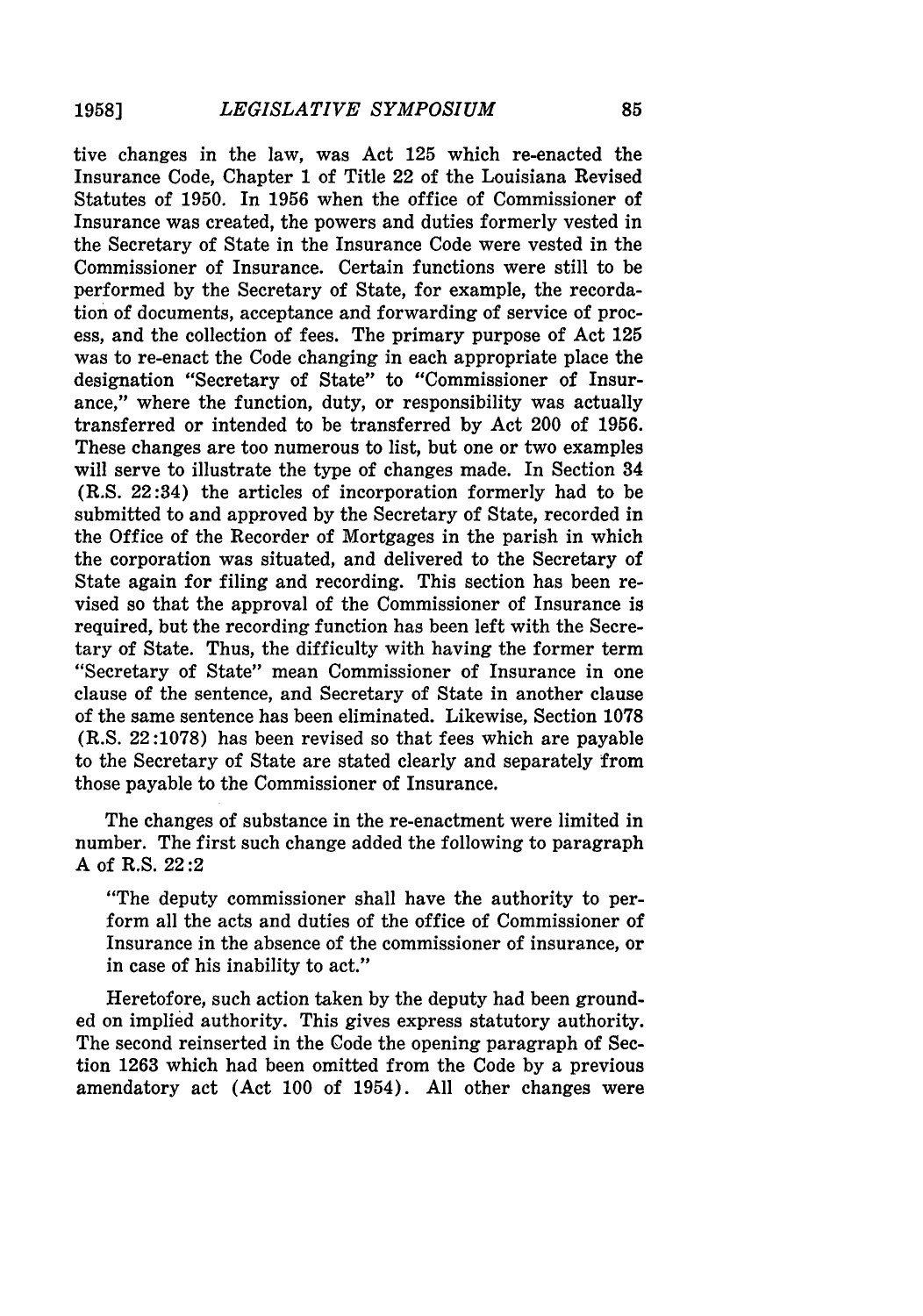tive changes in the law, was Act 125 which re-enacted the Insurance Code, Chapter 1 of Title 22 of the Louisiana Revised Statutes of 1950. In 1956 when the office of Commissioner of Insurance was created, the powers and duties formerly vested in the Secretary of State in the Insurance Code were vested in the Commissioner of Insurance. Certain functions were still to be performed by the Secretary of State, for example, the recordation of documents, acceptance and forwarding of service of process, and the collection of fees. The primary purpose of Act 125 was to re-enact the Code changing in each appropriate place the designation "Secretary of State" to "Commissioner of Insurance," where the function, duty, or responsibility was actually transferred or intended to be transferred by Act 200 of 1956. These changes are too numerous to list, but one or two examples will serve to illustrate the type of changes made. In Section 34 (R.S. 22:34) the articles of incorporation formerly had to be submitted to and approved by the Secretary of State, recorded in the Office of the Recorder of Mortgages in the parish in which the corporation was situated, and delivered to the Secretary of State again for filing and recording. This section has been revised so that the approval of the Commissioner of Insurance is required, but the recording function has been left with the Secretary of State. Thus, the difficulty with having the former term "Secretary of State" mean Commissioner of Insurance in one clause of the sentence, and Secretary of State in another clause of the same sentence has been eliminated. Likewise, Section 1078 (R.S. 22:1078) has been revised so that fees which are payable to the Secretary of State are stated clearly and separately from those payable to the Commissioner of Insurance.

The changes of substance in the re-enactment were limited in number. The first such change added the following to paragraph A of R.S. 22:2

> "The deputy commissioner shall have the authority to perform all the acts and duties of the office of Commissioner of Insurance in the absence of the commissioner of insurance, or in case of his inability to act."

Heretofore, such action taken by the deputy had been grounded on implied authority. This gives express statutory authority. The second reinserted in the Code the opening paragraph of Section 1263 which had been omitted from the Code by a previous amendatory act (Act 100 of 1954). All other changes were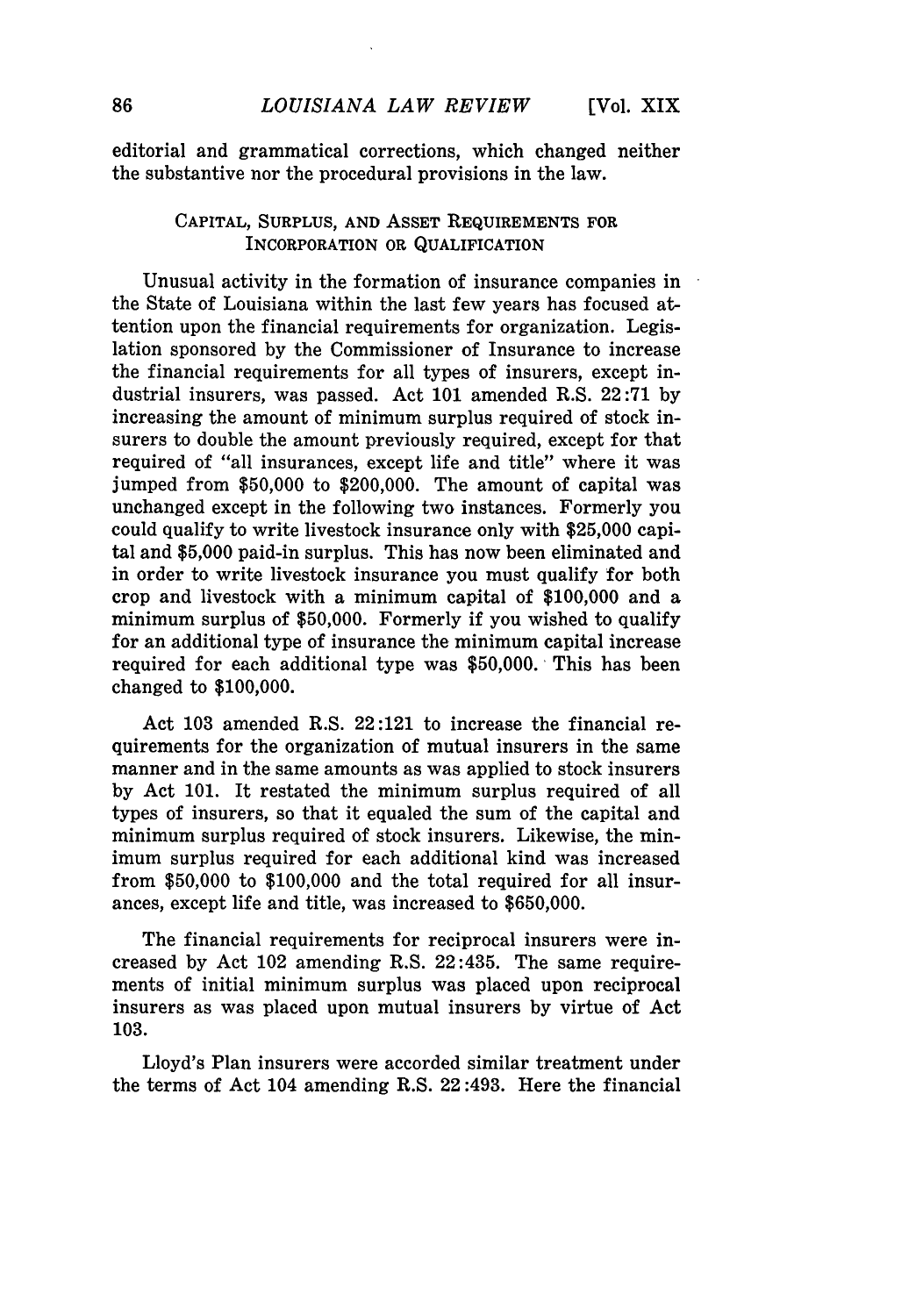editorial and grammatical corrections, which changed neither the substantive nor the procedural provisions in the law.

## CAPITAL, SURPLUS, AND ASSET REQUIREMENTS FOR INCORPORATION OR QUALIFICATION

Unusual activity in the formation of insurance companies in the State of Louisiana within the last few years has focused attention upon the financial requirements for organization. Legislation sponsored by the Commissioner of Insurance to increase the financial requirements for all types of insurers, except industrial insurers, was passed. Act 101 amended R.S. 22:71 by increasing the amount of minimum surplus required of stock insurers to double the amount previously required, except for that required of "all insurances, except life and title" where it was jumped from $50,000 to $200,000. The amount of capital was unchanged except in the following two instances. Formerly you could qualify to write livestock insurance only with $25,000 capital and $5,000 paid-in surplus. This has now been eliminated and in order to write livestock insurance you must qualify for both crop and livestock with a minimum capital of $100,000 and a minimum surplus of $50,000. Formerly if you wished to qualify for an additional type of insurance the minimum capital increase required for each additional type was $50,000. This has been changed to $100,000.

Act 103 amended R.S. 22:121 to increase the financial requirements for the organization of mutual insurers in the same manner and in the same amounts as was applied to stock insurers by Act 101. It restated the minimum surplus required of all types of insurers, so that it equaled the sum of the capital and minimum surplus required of stock insurers. Likewise, the minimum surplus required for each additional kind was increased from $50,000 to $100,000 and the total required for all insurances, except life and title, was increased to $650,000.

The financial requirements for reciprocal insurers were increased by Act 102 amending R.S. 22:435. The same requirements of initial minimum surplus was placed upon reciprocal insurers as was placed upon mutual insurers by virtue of Act 103.

Lloyd's Plan insurers were accorded similar treatment under the terms of Act 104 amending R.S. 22:493. Here the financial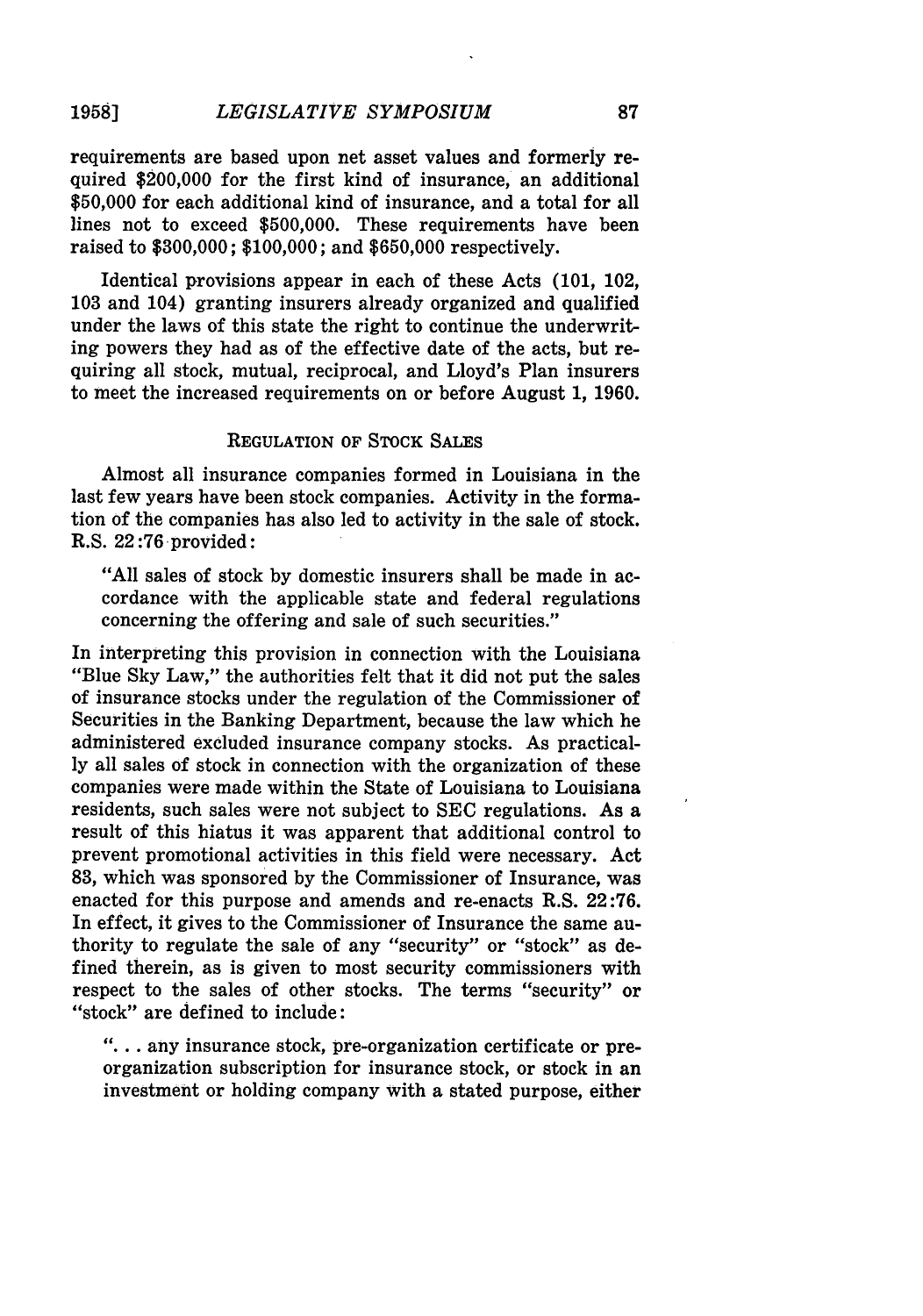requirements are based upon net asset values and formerly required $200,000 for the first kind of insurance, an additional $50,000 for each additional kind of insurance, and a total for all lines not to exceed $500,000. These requirements have been raised to $300,000; $100,000; and $650,000 respectively.

Identical provisions appear in each of these Acts (101, 102, 103 and 104) granting insurers already organized and qualified under the laws of this state the right to continue the underwriting powers they had as of the effective date of the acts, but requiring all stock, mutual, reciprocal, and Lloyd's Plan insurers to meet the increased requirements on or before August 1, 1960.

### REGULATION OF STOCK SALES

Almost all insurance companies formed in Louisiana in the last few years have been stock companies. Activity in the formation of the companies has also led to activity in the sale of stock. R.S. 22:76 provided:

> "All sales of stock by domestic insurers shall be made in accordance with the applicable state and federal regulations concerning the offering and sale of such securities."

In interpreting this provision in connection with the Louisiana "Blue Sky Law," the authorities felt that it did not put the sales of insurance stocks under the regulation of the Commissioner of Securities in the Banking Department, because the law which he administered excluded insurance company stocks. As practically all sales of stock in connection with the organization of these companies were made within the State of Louisiana to Louisiana residents, such sales were not subject to SEC regulations. As a result of this hiatus it was apparent that additional control to prevent promotional activities in this field were necessary. Act 83, which was sponsored by the Commissioner of Insurance, was enacted for this purpose and amends and re-enacts R.S. 22:76. In effect, it gives to the Commissioner of Insurance the same authority to regulate the sale of any "security" or "stock" as defined therein, as is given to most security commissioners with respect to the sales of other stocks. The terms "security" or "stock" are defined to include:

> ". . . any insurance stock, pre-organization certificate or pre-organization subscription for insurance stock, or stock in an investment or holding company with a stated purpose, either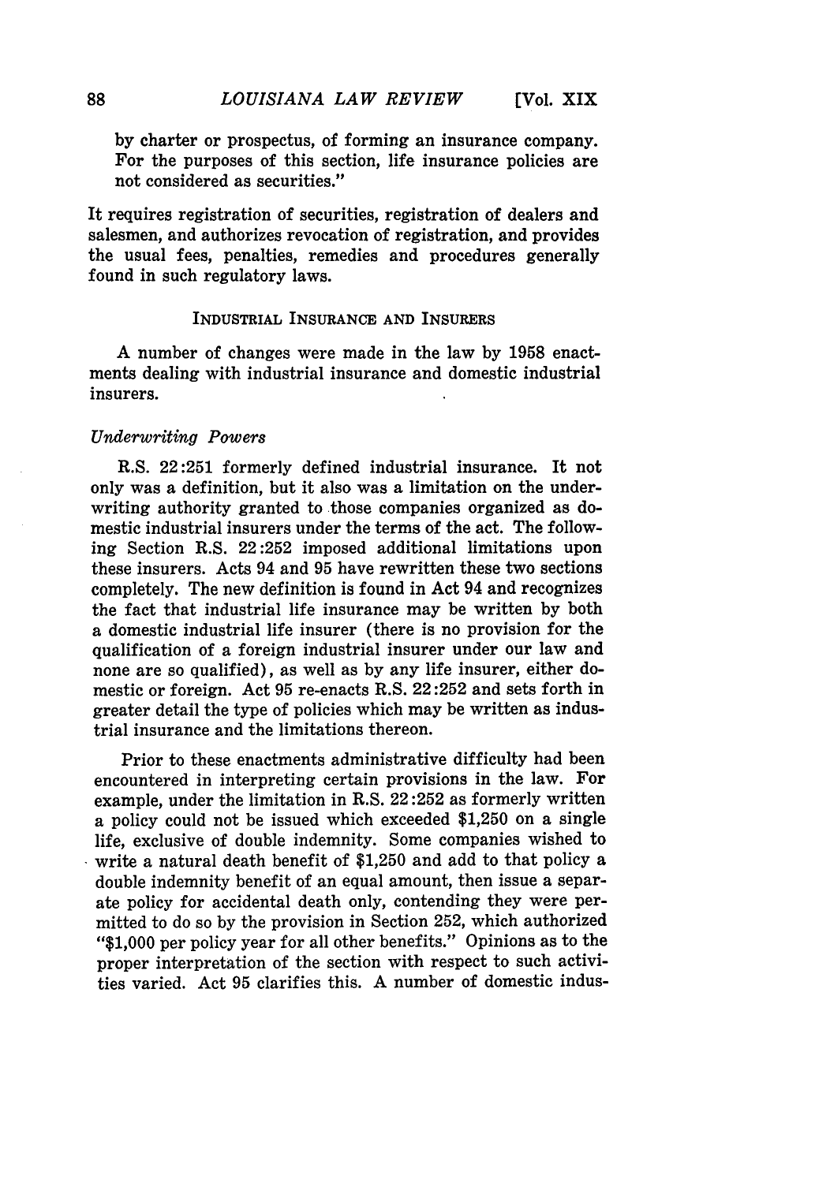by charter or prospectus, of forming an insurance company. For the purposes of this section, life insurance policies are not considered as securities."

It requires registration of securities, registration of dealers and salesmen, and authorizes revocation of registration, and provides the usual fees, penalties, remedies and procedures generally found in such regulatory laws.

## INDUSTRIAL INSURANCE AND INSURERS

A number of changes were made in the law by 1958 enactments dealing with industrial insurance and domestic industrial insurers.

### *Underwriting Powers*

R.S. 22:251 formerly defined industrial insurance. It not only was a definition, but it also was a limitation on the underwriting authority granted to those companies organized as domestic industrial insurers under the terms of the act. The following Section R.S. 22:252 imposed additional limitations upon these insurers. Acts 94 and 95 have rewritten these two sections completely. The new definition is found in Act 94 and recognizes the fact that industrial life insurance may be written by both a domestic industrial life insurer (there is no provision for the qualification of a foreign industrial insurer under our law and none are so qualified), as well as by any life insurer, either domestic or foreign. Act 95 re-enacts R.S. 22:252 and sets forth in greater detail the type of policies which may be written as industrial insurance and the limitations thereon.

Prior to these enactments administrative difficulty had been encountered in interpreting certain provisions in the law. For example, under the limitation in R.S. 22:252 as formerly written a policy could not be issued which exceeded \$1,250 on a single life, exclusive of double indemnity. Some companies wished to write a natural death benefit of \$1,250 and add to that policy a double indemnity benefit of an equal amount, then issue a separate policy for accidental death only, contending they were permitted to do so by the provision in Section 252, which authorized "\$1,000 per policy year for all other benefits." Opinions as to the proper interpretation of the section with respect to such activities varied. Act 95 clarifies this. A number of domestic indus-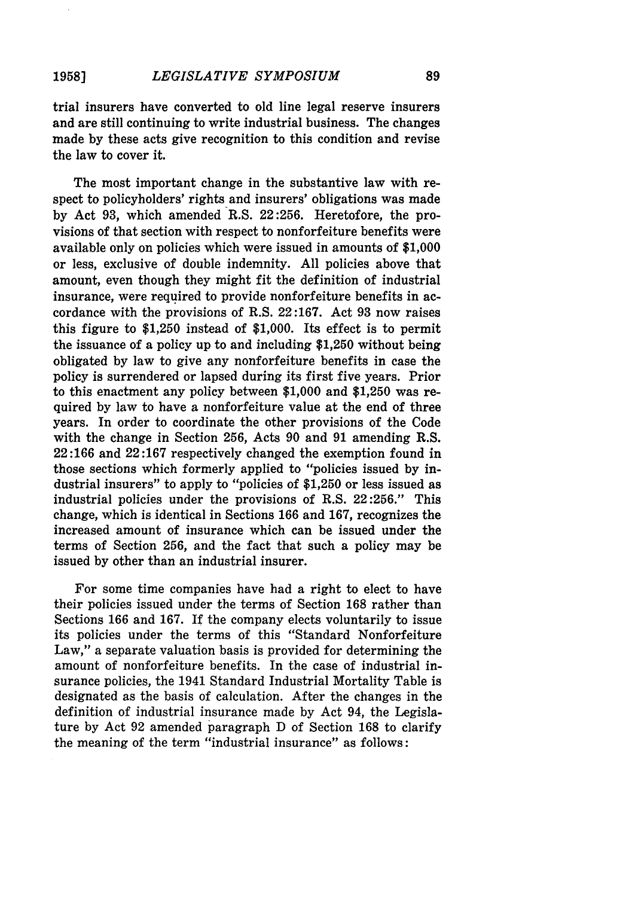trial insurers have converted to old line legal reserve insurers and are still continuing to write industrial business. The changes made by these acts give recognition to this condition and revise the law to cover it.

The most important change in the substantive law with respect to policyholders' rights and insurers' obligations was made by Act 93, which amended R.S. 22:256. Heretofore, the provisions of that section with respect to nonforfeiture benefits were available only on policies which were issued in amounts of $1,000 or less, exclusive of double indemnity. All policies above that amount, even though they might fit the definition of industrial insurance, were required to provide nonforfeiture benefits in accordance with the provisions of R.S. 22:167. Act 93 now raises this figure to $1,250 instead of $1,000. Its effect is to permit the issuance of a policy up to and including $1,250 without being obligated by law to give any nonforfeiture benefits in case the policy is surrendered or lapsed during its first five years. Prior to this enactment any policy between $1,000 and $1,250 was required by law to have a nonforfeiture value at the end of three years. In order to coordinate the other provisions of the Code with the change in Section 256, Acts 90 and 91 amending R.S. 22:166 and 22:167 respectively changed the exemption found in those sections which formerly applied to "policies issued by industrial insurers" to apply to "policies of $1,250 or less issued as industrial policies under the provisions of R.S. 22:256." This change, which is identical in Sections 166 and 167, recognizes the increased amount of insurance which can be issued under the terms of Section 256, and the fact that such a policy may be issued by other than an industrial insurer.

For some time companies have had a right to elect to have their policies issued under the terms of Section 168 rather than Sections 166 and 167. If the company elects voluntarily to issue its policies under the terms of this "Standard Nonforfeiture Law," a separate valuation basis is provided for determining the amount of nonforfeiture benefits. In the case of industrial insurance policies, the 1941 Standard Industrial Mortality Table is designated as the basis of calculation. After the changes in the definition of industrial insurance made by Act 94, the Legislature by Act 92 amended paragraph D of Section 168 to clarify the meaning of the term "industrial insurance" as follows: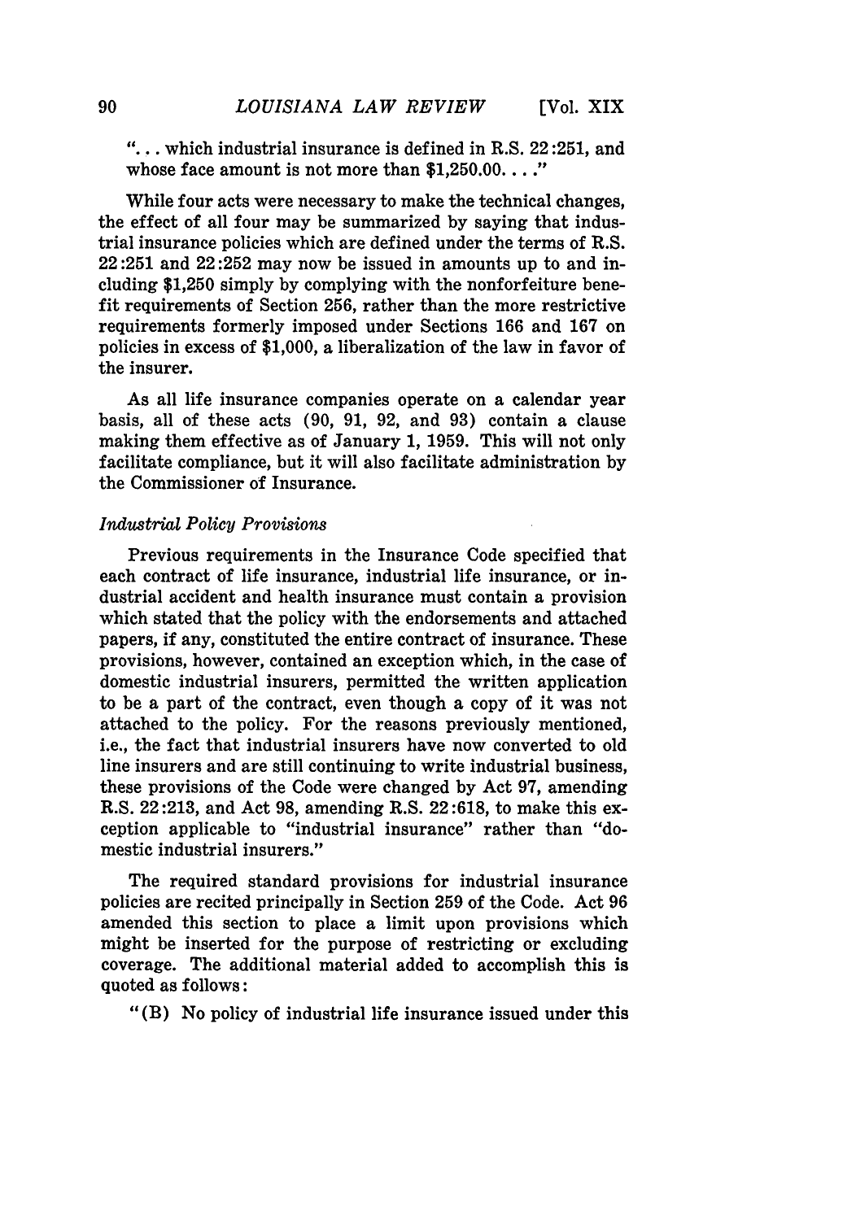"... which industrial insurance is defined in R.S. 22:251, and whose face amount is not more than $1,250.00. . . ."

While four acts were necessary to make the technical changes, the effect of all four may be summarized by saying that industrial insurance policies which are defined under the terms of R.S. 22:251 and 22:252 may now be issued in amounts up to and including $1,250 simply by complying with the nonforfeiture benefit requirements of Section 256, rather than the more restrictive requirements formerly imposed under Sections 166 and 167 on policies in excess of $1,000, a liberalization of the law in favor of the insurer.

As all life insurance companies operate on a calendar year basis, all of these acts (90, 91, 92, and 93) contain a clause making them effective as of January 1, 1959. This will not only facilitate compliance, but it will also facilitate administration by the Commissioner of Insurance.

*Industrial Policy Provisions*

Previous requirements in the Insurance Code specified that each contract of life insurance, industrial life insurance, or industrial accident and health insurance must contain a provision which stated that the policy with the endorsements and attached papers, if any, constituted the entire contract of insurance. These provisions, however, contained an exception which, in the case of domestic industrial insurers, permitted the written application to be a part of the contract, even though a copy of it was not attached to the policy. For the reasons previously mentioned, i.e., the fact that industrial insurers have now converted to old line insurers and are still continuing to write industrial business, these provisions of the Code were changed by Act 97, amending R.S. 22:213, and Act 98, amending R.S. 22:618, to make this exception applicable to "industrial insurance" rather than "domestic industrial insurers."

The required standard provisions for industrial insurance policies are recited principally in Section 259 of the Code. Act 96 amended this section to place a limit upon provisions which might be inserted for the purpose of restricting or excluding coverage. The additional material added to accomplish this is quoted as follows:

"(B) No policy of industrial life insurance issued under this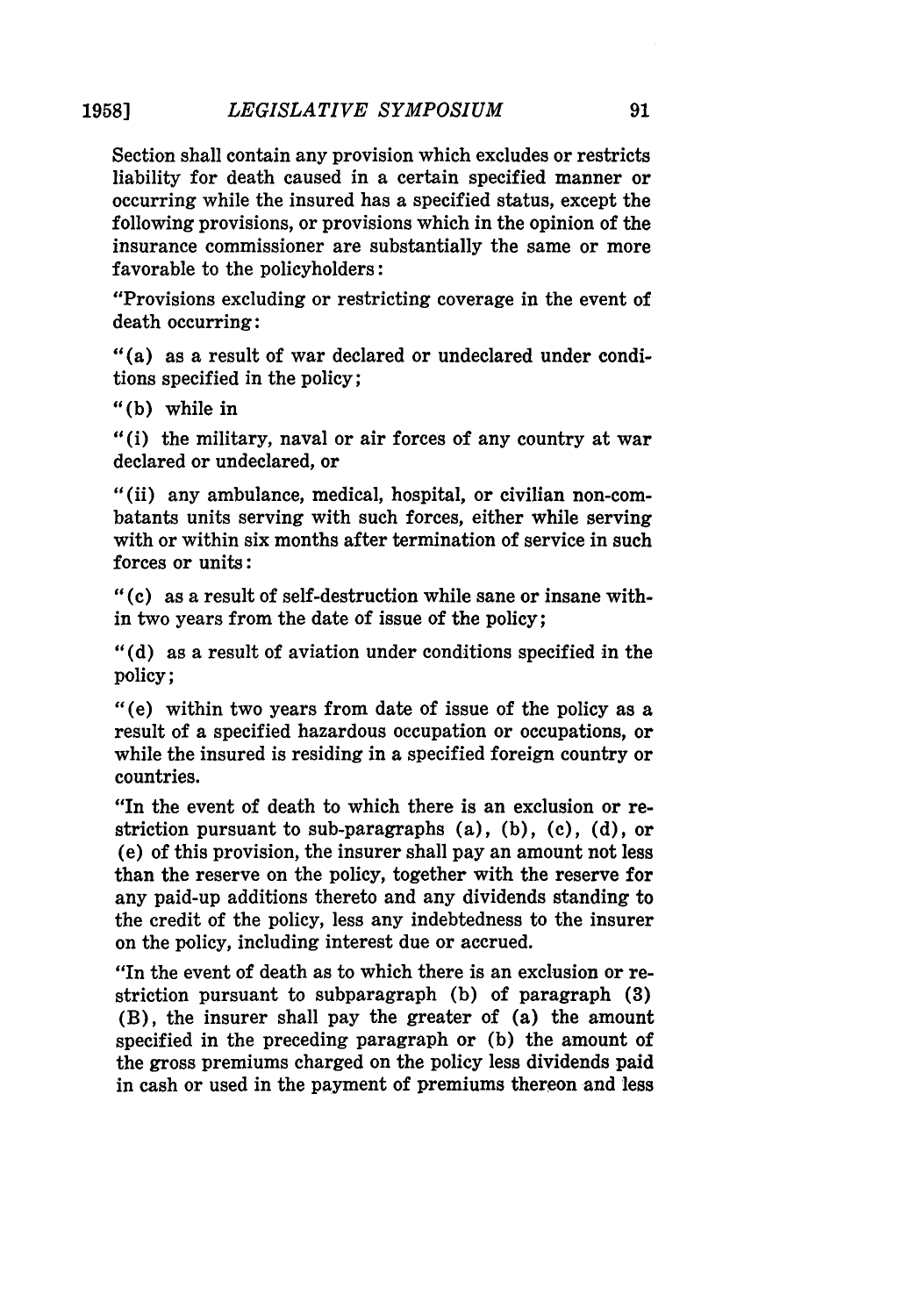Section shall contain any provision which excludes or restricts liability for death caused in a certain specified manner or occurring while the insured has a specified status, except the following provisions, or provisions which in the opinion of the insurance commissioner are substantially the same or more favorable to the policyholders:

"Provisions excluding or restricting coverage in the event of death occurring:

"(a) as a result of war declared or undeclared under conditions specified in the policy;

"(b) while in

"(i) the military, naval or air forces of any country at war declared or undeclared, or

"(ii) any ambulance, medical, hospital, or civilian non-combatants units serving with such forces, either while serving with or within six months after termination of service in such forces or units:

"(c) as a result of self-destruction while sane or insane within two years from the date of issue of the policy;

"(d) as a result of aviation under conditions specified in the policy;

"(e) within two years from date of issue of the policy as a result of a specified hazardous occupation or occupations, or while the insured is residing in a specified foreign country or countries.

"In the event of death to which there is an exclusion or restriction pursuant to sub-paragraphs (a), (b), (c), (d), or (e) of this provision, the insurer shall pay an amount not less than the reserve on the policy, together with the reserve for any paid-up additions thereto and any dividends standing to the credit of the policy, less any indebtedness to the insurer on the policy, including interest due or accrued.

"In the event of death as to which there is an exclusion or restriction pursuant to subparagraph (b) of paragraph (3) (B), the insurer shall pay the greater of (a) the amount specified in the preceding paragraph or (b) the amount of the gross premiums charged on the policy less dividends paid in cash or used in the payment of premiums thereon and less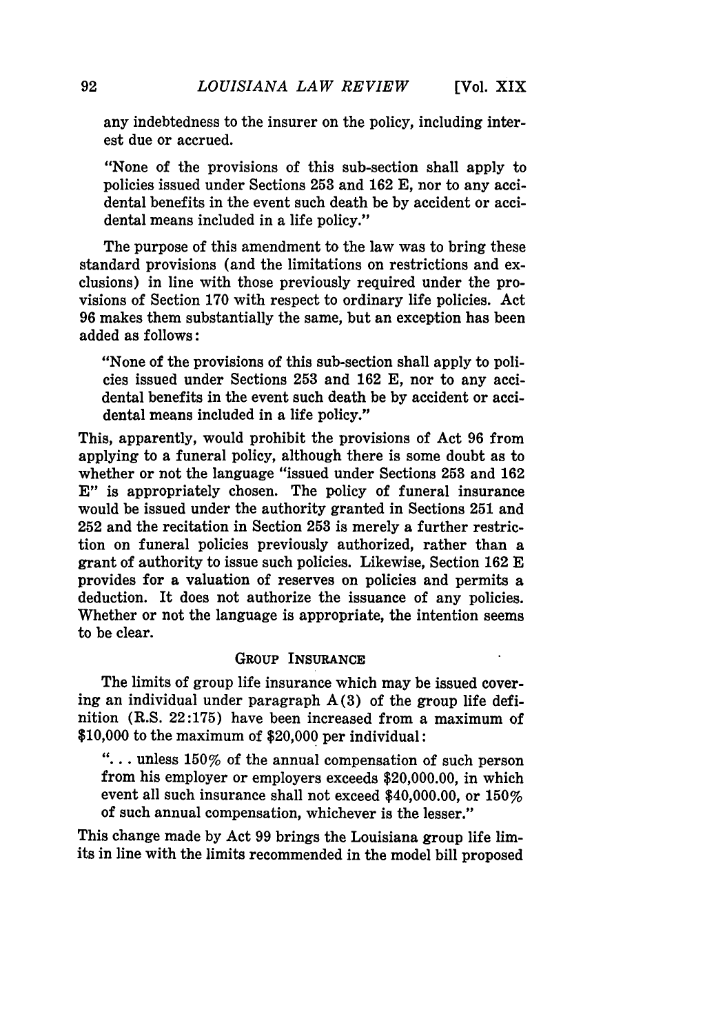any indebtedness to the insurer on the policy, including interest due or accrued.

"None of the provisions of this sub-section shall apply to policies issued under Sections 253 and 162 E, nor to any accidental benefits in the event such death be by accident or accidental means included in a life policy."

The purpose of this amendment to the law was to bring these standard provisions (and the limitations on restrictions and exclusions) in line with those previously required under the provisions of Section 170 with respect to ordinary life policies. Act 96 makes them substantially the same, but an exception has been added as follows:

"None of the provisions of this sub-section shall apply to policies issued under Sections 253 and 162 E, nor to any accidental benefits in the event such death be by accident or accidental means included in a life policy."

This, apparently, would prohibit the provisions of Act 96 from applying to a funeral policy, although there is some doubt as to whether or not the language "issued under Sections 253 and 162 E" is appropriately chosen. The policy of funeral insurance would be issued under the authority granted in Sections 251 and 252 and the recitation in Section 253 is merely a further restriction on funeral policies previously authorized, rather than a grant of authority to issue such policies. Likewise, Section 162 E provides for a valuation of reserves on policies and permits a deduction. It does not authorize the issuance of any policies. Whether or not the language is appropriate, the intention seems to be clear.

### GROUP INSURANCE

The limits of group life insurance which may be issued covering an individual under paragraph A(3) of the group life definition (R.S. 22:175) have been increased from a maximum of \$10,000 to the maximum of \$20,000 per individual:

". . . unless 150% of the annual compensation of such person from his employer or employers exceeds \$20,000.00, in which event all such insurance shall not exceed \$40,000.00, or 150% of such annual compensation, whichever is the lesser."

This change made by Act 99 brings the Louisiana group life limits in line with the limits recommended in the model bill proposed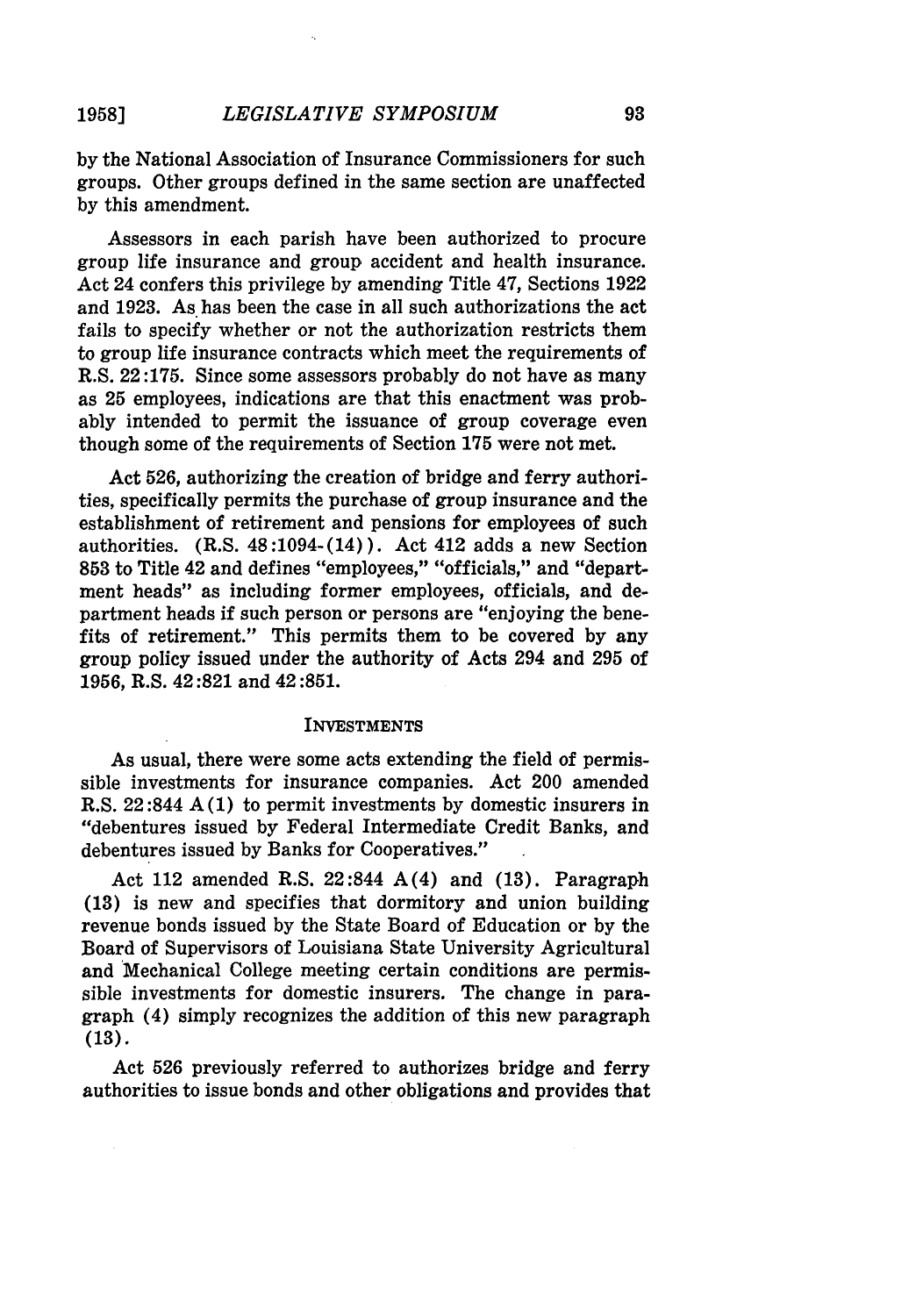by the National Association of Insurance Commissioners for such groups. Other groups defined in the same section are unaffected by this amendment.

Assessors in each parish have been authorized to procure group life insurance and group accident and health insurance. Act 24 confers this privilege by amending Title 47, Sections 1922 and 1923. As has been the case in all such authorizations the act fails to specify whether or not the authorization restricts them to group life insurance contracts which meet the requirements of R.S. 22:175. Since some assessors probably do not have as many as 25 employees, indications are that this enactment was probably intended to permit the issuance of group coverage even though some of the requirements of Section 175 were not met.

Act 526, authorizing the creation of bridge and ferry authorities, specifically permits the purchase of group insurance and the establishment of retirement and pensions for employees of such authorities. (R.S. 48:1094-(14)). Act 412 adds a new Section 853 to Title 42 and defines "employees," "officials," and "department heads" as including former employees, officials, and department heads if such person or persons are "enjoying the benefits of retirement." This permits them to be covered by any group policy issued under the authority of Acts 294 and 295 of 1956, R.S. 42:821 and 42:851.

## INVESTMENTS

As usual, there were some acts extending the field of permissible investments for insurance companies. Act 200 amended R.S. 22:844 A(1) to permit investments by domestic insurers in "debentures issued by Federal Intermediate Credit Banks, and debentures issued by Banks for Cooperatives."

Act 112 amended R.S. 22:844 A(4) and (13). Paragraph (13) is new and specifies that dormitory and union building revenue bonds issued by the State Board of Education or by the Board of Supervisors of Louisiana State University Agricultural and Mechanical College meeting certain conditions are permissible investments for domestic insurers. The change in paragraph (4) simply recognizes the addition of this new paragraph (13).

Act 526 previously referred to authorizes bridge and ferry authorities to issue bonds and other obligations and provides that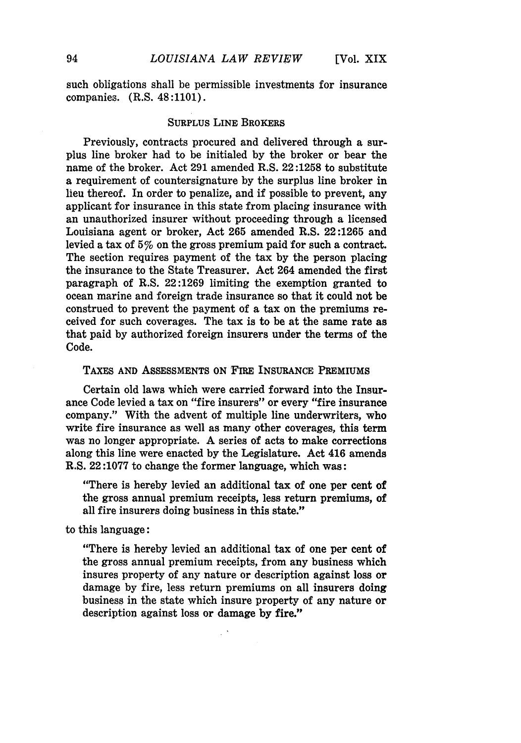such obligations shall be permissible investments for insurance companies. (R.S. 48:1101).

### SURPLUS LINE BROKERS

Previously, contracts procured and delivered through a surplus line broker had to be initialed by the broker or bear the name of the broker. Act 291 amended R.S. 22:1258 to substitute a requirement of countersignature by the surplus line broker in lieu thereof. In order to penalize, and if possible to prevent, any applicant for insurance in this state from placing insurance with an unauthorized insurer without proceeding through a licensed Louisiana agent or broker, Act 265 amended R.S. 22:1265 and levied a tax of 5% on the gross premium paid for such a contract. The section requires payment of the tax by the person placing the insurance to the State Treasurer. Act 264 amended the first paragraph of R.S. 22:1269 limiting the exemption granted to ocean marine and foreign trade insurance so that it could not be construed to prevent the payment of a tax on the premiums received for such coverages. The tax is to be at the same rate as that paid by authorized foreign insurers under the terms of the Code.

### TAXES AND ASSESSMENTS ON FIRE INSURANCE PREMIUMS

Certain old laws which were carried forward into the Insurance Code levied a tax on "fire insurers" or every "fire insurance company." With the advent of multiple line underwriters, who write fire insurance as well as many other coverages, this term was no longer appropriate. A series of acts to make corrections along this line were enacted by the Legislature. Act 416 amends R.S. 22:1077 to change the former language, which was:

> "There is hereby levied an additional tax of one per cent of the gross annual premium receipts, less return premiums, of all fire insurers doing business in this state."

to this language:

> "There is hereby levied an additional tax of one per cent of the gross annual premium receipts, from any business which insures property of any nature or description against loss or damage by fire, less return premiums on all insurers doing business in the state which insure property of any nature or description against loss or damage by fire."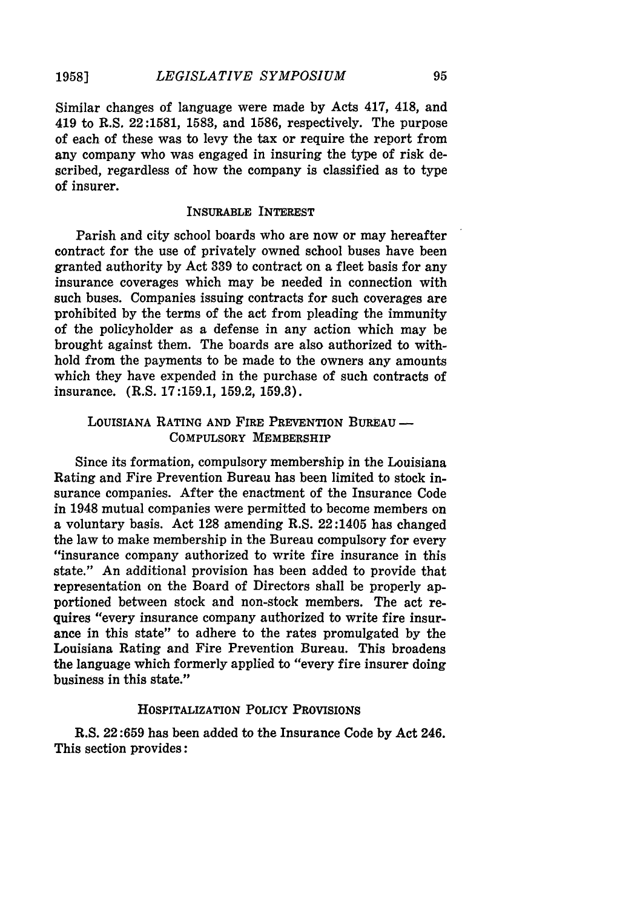Similar changes of language were made by Acts 417, 418, and 419 to R.S. 22:1581, 1583, and 1586, respectively. The purpose of each of these was to levy the tax or require the report from any company who was engaged in insuring the type of risk described, regardless of how the company is classified as to type of insurer.

### INSURABLE INTEREST

Parish and city school boards who are now or may hereafter contract for the use of privately owned school buses have been granted authority by Act 339 to contract on a fleet basis for any insurance coverages which may be needed in connection with such buses. Companies issuing contracts for such coverages are prohibited by the terms of the act from pleading the immunity of the policyholder as a defense in any action which may be brought against them. The boards are also authorized to withhold from the payments to be made to the owners any amounts which they have expended in the purchase of such contracts of insurance. (R.S. 17:159.1, 159.2, 159.3).

### LOUISIANA RATING AND FIRE PREVENTION BUREAU — COMPULSORY MEMBERSHIP

Since its formation, compulsory membership in the Louisiana Rating and Fire Prevention Bureau has been limited to stock insurance companies. After the enactment of the Insurance Code in 1948 mutual companies were permitted to become members on a voluntary basis. Act 128 amending R.S. 22:1405 has changed the law to make membership in the Bureau compulsory for every "insurance company authorized to write fire insurance in this state." An additional provision has been added to provide that representation on the Board of Directors shall be properly apportioned between stock and non-stock members. The act requires "every insurance company authorized to write fire insurance in this state" to adhere to the rates promulgated by the Louisiana Rating and Fire Prevention Bureau. This broadens the language which formerly applied to "every fire insurer doing business in this state."

### HOSPITALIZATION POLICY PROVISIONS

R.S. 22:659 has been added to the Insurance Code by Act 246. This section provides: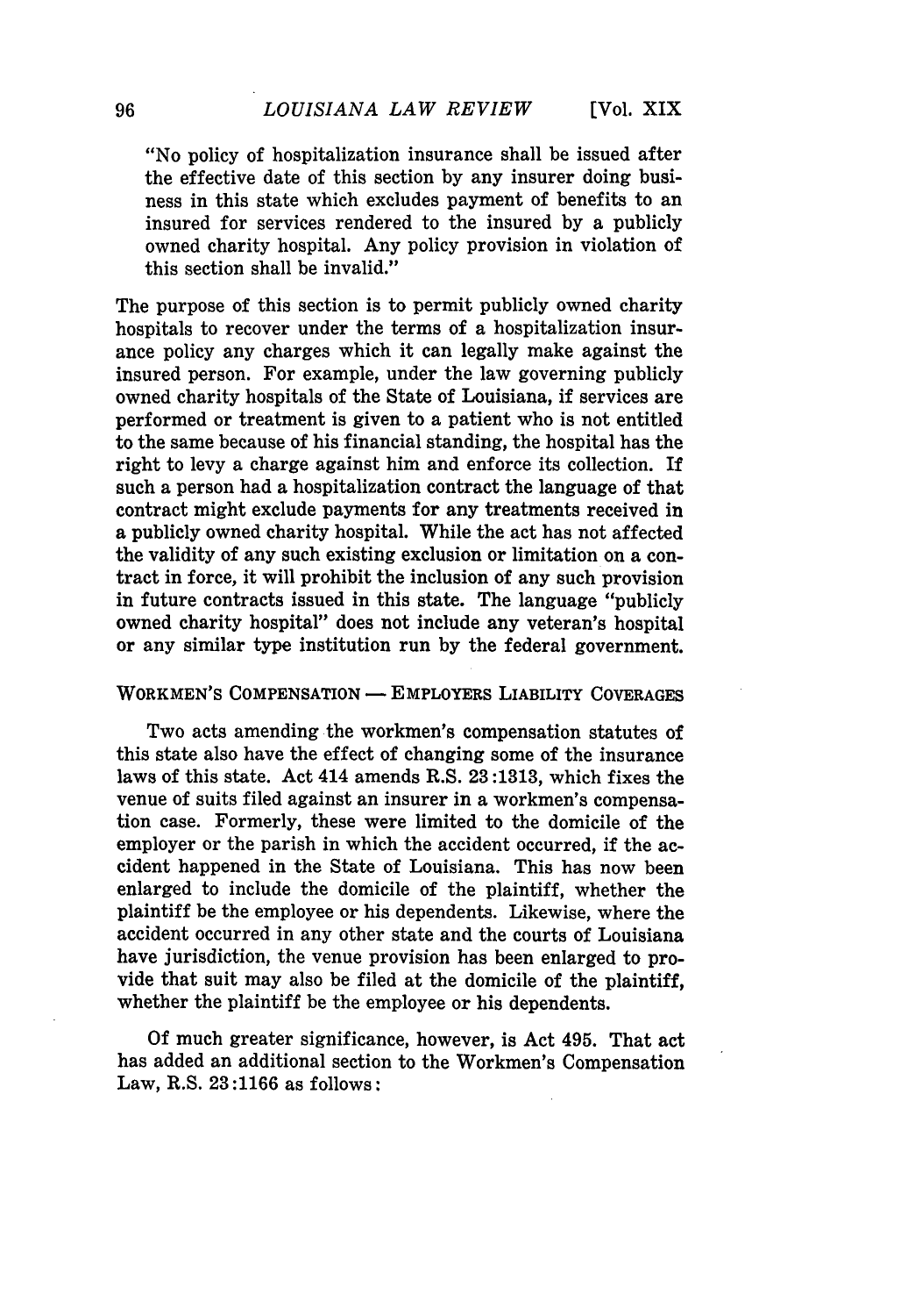"No policy of hospitalization insurance shall be issued after the effective date of this section by any insurer doing business in this state which excludes payment of benefits to an insured for services rendered to the insured by a publicly owned charity hospital. Any policy provision in violation of this section shall be invalid."

The purpose of this section is to permit publicly owned charity hospitals to recover under the terms of a hospitalization insurance policy any charges which it can legally make against the insured person. For example, under the law governing publicly owned charity hospitals of the State of Louisiana, if services are performed or treatment is given to a patient who is not entitled to the same because of his financial standing, the hospital has the right to levy a charge against him and enforce its collection. If such a person had a hospitalization contract the language of that contract might exclude payments for any treatments received in a publicly owned charity hospital. While the act has not affected the validity of any such existing exclusion or limitation on a contract in force, it will prohibit the inclusion of any such provision in future contracts issued in this state. The language "publicly owned charity hospital" does not include any veteran's hospital or any similar type institution run by the federal government.

### WORKMEN'S COMPENSATION — EMPLOYERS LIABILITY COVERAGES

Two acts amending the workmen's compensation statutes of this state also have the effect of changing some of the insurance laws of this state. Act 414 amends R.S. 23:1313, which fixes the venue of suits filed against an insurer in a workmen's compensation case. Formerly, these were limited to the domicile of the employer or the parish in which the accident occurred, if the accident happened in the State of Louisiana. This has now been enlarged to include the domicile of the plaintiff, whether the plaintiff be the employee or his dependents. Likewise, where the accident occurred in any other state and the courts of Louisiana have jurisdiction, the venue provision has been enlarged to provide that suit may also be filed at the domicile of the plaintiff, whether the plaintiff be the employee or his dependents.

Of much greater significance, however, is Act 495. That act has added an additional section to the Workmen's Compensation Law, R.S. 23:1166 as follows: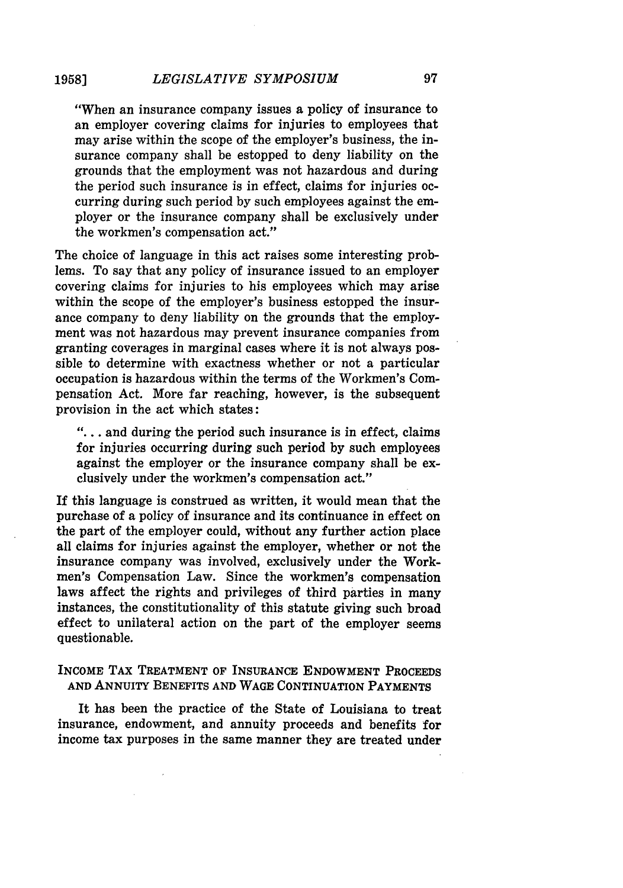> "When an insurance company issues a policy of insurance to an employer covering claims for injuries to employees that may arise within the scope of the employer's business, the insurance company shall be estopped to deny liability on the grounds that the employment was not hazardous and during the period such insurance is in effect, claims for injuries occurring during such period by such employees against the employer or the insurance company shall be exclusively under the workmen's compensation act."

The choice of language in this act raises some interesting problems. To say that any policy of insurance issued to an employer covering claims for injuries to his employees which may arise within the scope of the employer's business estopped the insurance company to deny liability on the grounds that the employment was not hazardous may prevent insurance companies from granting coverages in marginal cases where it is not always possible to determine with exactness whether or not a particular occupation is hazardous within the terms of the Workmen's Compensation Act. More far reaching, however, is the subsequent provision in the act which states:

> ". . . and during the period such insurance is in effect, claims for injuries occurring during such period by such employees against the employer or the insurance company shall be exclusively under the workmen's compensation act."

If this language is construed as written, it would mean that the purchase of a policy of insurance and its continuance in effect on the part of the employer could, without any further action place all claims for injuries against the employer, whether or not the insurance company was involved, exclusively under the Workmen's Compensation Law. Since the workmen's compensation laws affect the rights and privileges of third parties in many instances, the constitutionality of this statute giving such broad effect to unilateral action on the part of the employer seems questionable.

### INCOME TAX TREATMENT OF INSURANCE ENDOWMENT PROCEEDS AND ANNUITY BENEFITS AND WAGE CONTINUATION PAYMENTS

It has been the practice of the State of Louisiana to treat insurance, endowment, and annuity proceeds and benefits for income tax purposes in the same manner they are treated under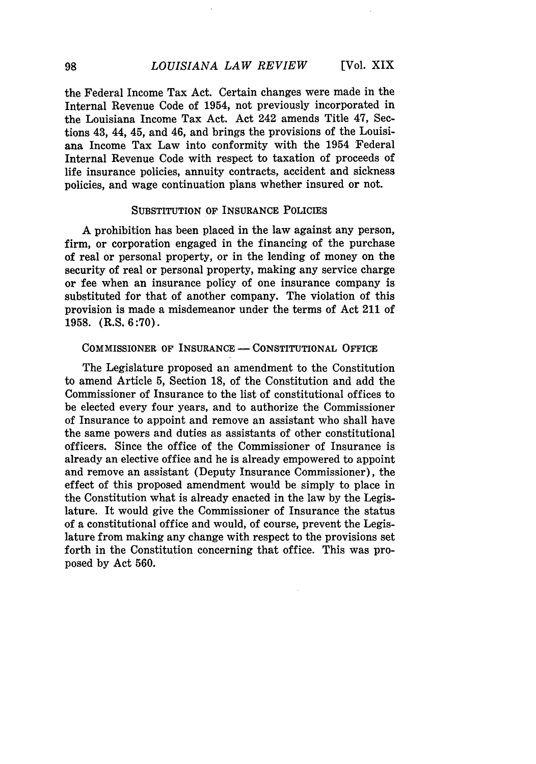the Federal Income Tax Act. Certain changes were made in the Internal Revenue Code of 1954, not previously incorporated in the Louisiana Income Tax Act. Act 242 amends Title 47, Sections 43, 44, 45, and 46, and brings the provisions of the Louisiana Income Tax Law into conformity with the 1954 Federal Internal Revenue Code with respect to taxation of proceeds of life insurance policies, annuity contracts, accident and sickness policies, and wage continuation plans whether insured or not.

### SUBSTITUTION OF INSURANCE POLICIES

A prohibition has been placed in the law against any person, firm, or corporation engaged in the financing of the purchase of real or personal property, or in the lending of money on the security of real or personal property, making any service charge or fee when an insurance policy of one insurance company is substituted for that of another company. The violation of this provision is made a misdemeanor under the terms of Act 211 of 1958. (R.S. 6:70).

### COMMISSIONER OF INSURANCE — CONSTITUTIONAL OFFICE

The Legislature proposed an amendment to the Constitution to amend Article 5, Section 18, of the Constitution and add the Commissioner of Insurance to the list of constitutional offices to be elected every four years, and to authorize the Commissioner of Insurance to appoint and remove an assistant who shall have the same powers and duties as assistants of other constitutional officers. Since the office of the Commissioner of Insurance is already an elective office and he is already empowered to appoint and remove an assistant (Deputy Insurance Commissioner), the effect of this proposed amendment would be simply to place in the Constitution what is already enacted in the law by the Legislature. It would give the Commissioner of Insurance the status of a constitutional office and would, of course, prevent the Legislature from making any change with respect to the provisions set forth in the Constitution concerning that office. This was proposed by Act 560.